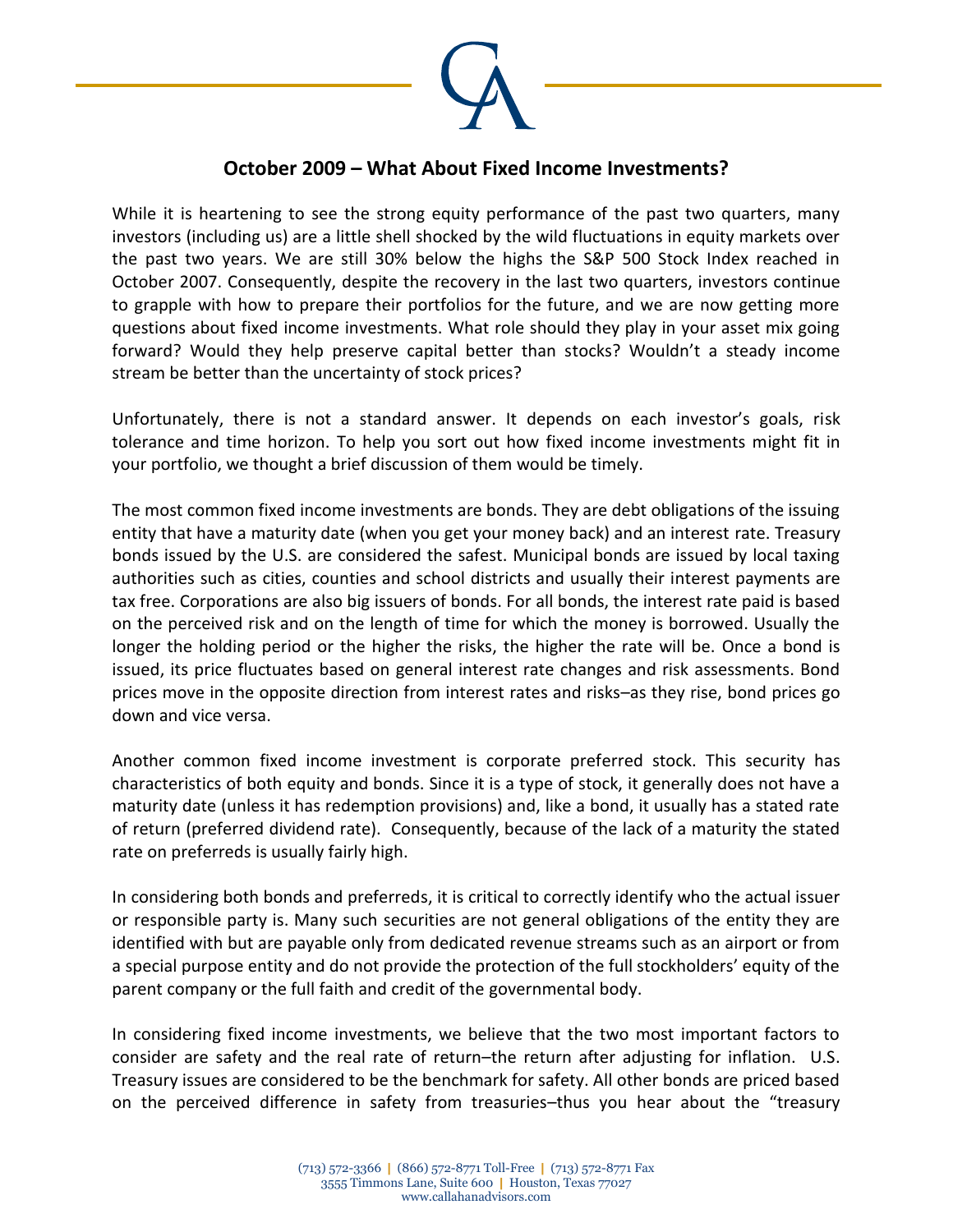# October 2009 – What About Fixed Income Investments?

While it is heartening to see the strong equity performance of the past two quarters, many investors (including us) are a little shell shocked by the wild fluctuations in equity markets over the past two years. We are still 30% below the highs the S&P 500 Stock Index reached in October 2007. Consequently, despite the recovery in the last two quarters, investors continue to grapple with how to prepare their portfolios for the future, and we are now getting more questions about fixed income investments. What role should they play in your asset mix going forward? Would they help preserve capital better than stocks? Wouldn't a steady income stream be better than the uncertainty of stock prices?

Unfortunately, there is not a standard answer. It depends on each investor's goals, risk tolerance and time horizon. To help you sort out how fixed income investments might fit in your portfolio, we thought a brief discussion of them would be timely.

The most common fixed income investments are bonds. They are debt obligations of the issuing entity that have a maturity date (when you get your money back) and an interest rate. Treasury bonds issued by the U.S. are considered the safest. Municipal bonds are issued by local taxing authorities such as cities, counties and school districts and usually their interest payments are tax free. Corporations are also big issuers of bonds. For all bonds, the interest rate paid is based on the perceived risk and on the length of time for which the money is borrowed. Usually the longer the holding period or the higher the risks, the higher the rate will be. Once a bond is issued, its price fluctuates based on general interest rate changes and risk assessments. Bond prices move in the opposite direction from interest rates and risks–as they rise, bond prices go down and vice versa.

Another common fixed income investment is corporate preferred stock. This security has characteristics of both equity and bonds. Since it is a type of stock, it generally does not have a maturity date (unless it has redemption provisions) and, like a bond, it usually has a stated rate of return (preferred dividend rate). Consequently, because of the lack of a maturity the stated rate on preferreds is usually fairly high.

In considering both bonds and preferreds, it is critical to correctly identify who the actual issuer or responsible party is. Many such securities are not general obligations of the entity they are identified with but are payable only from dedicated revenue streams such as an airport or from a special purpose entity and do not provide the protection of the full stockholders' equity of the parent company or the full faith and credit of the governmental body.

In considering fixed income investments, we believe that the two most important factors to consider are safety and the real rate of return–the return after adjusting for inflation. U.S. Treasury issues are considered to be the benchmark for safety. All other bonds are priced based on the perceived difference in safety from treasuries–thus you hear about the "treasury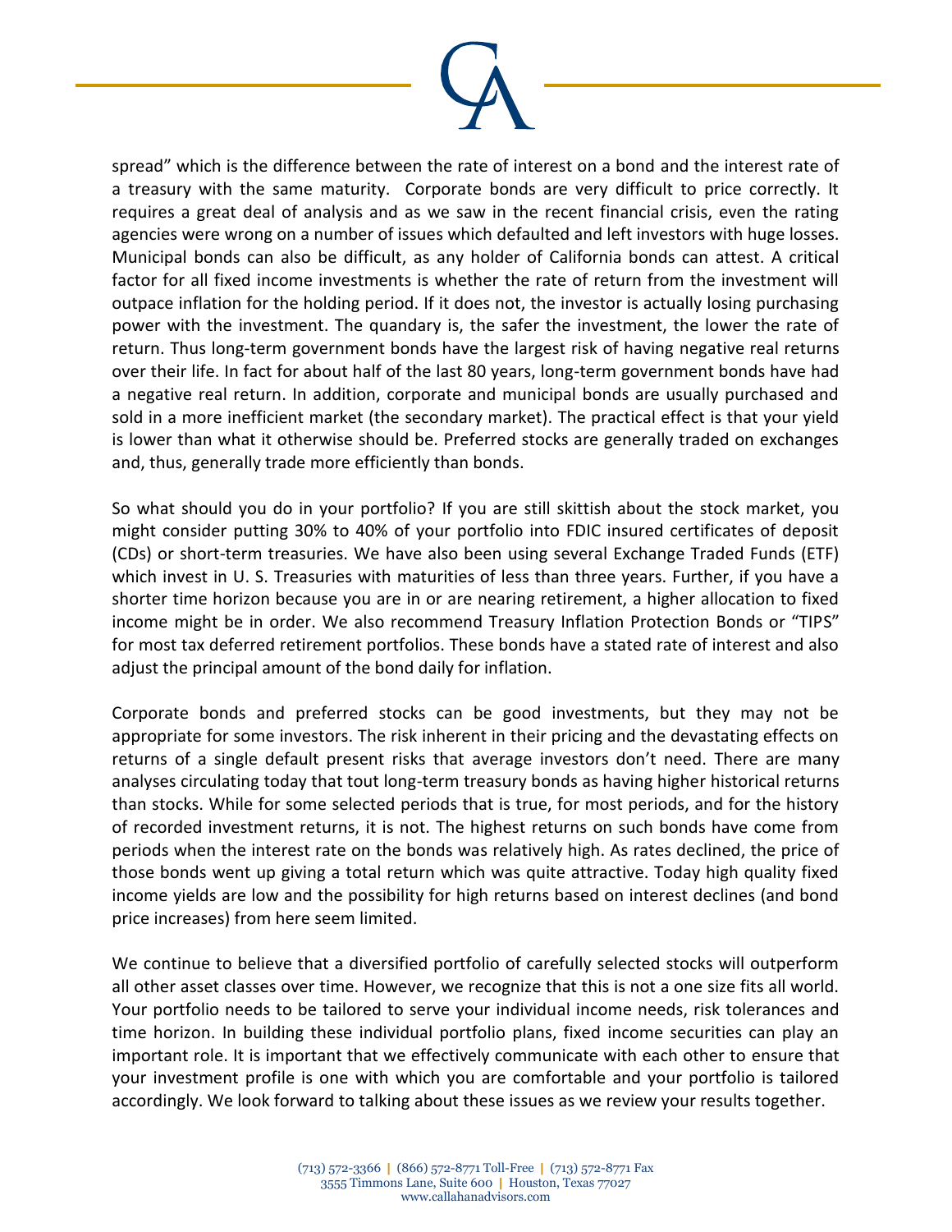spread" which is the difference between the rate of interest on a bond and the interest rate of a treasury with the same maturity. Corporate bonds are very difficult to price correctly. It requires a great deal of analysis and as we saw in the recent financial crisis, even the rating agencies were wrong on a number of issues which defaulted and left investors with huge losses. Municipal bonds can also be difficult, as any holder of California bonds can attest. A critical factor for all fixed income investments is whether the rate of return from the investment will outpace inflation for the holding period. If it does not, the investor is actually losing purchasing power with the investment. The quandary is, the safer the investment, the lower the rate of return. Thus long-term government bonds have the largest risk of having negative real returns over their life. In fact for about half of the last 80 years, long-term government bonds have had a negative real return. In addition, corporate and municipal bonds are usually purchased and sold in a more inefficient market (the secondary market). The practical effect is that your yield is lower than what it otherwise should be. Preferred stocks are generally traded on exchanges and, thus, generally trade more efficiently than bonds.

So what should you do in your portfolio? If you are still skittish about the stock market, you might consider putting 30% to 40% of your portfolio into FDIC insured certificates of deposit (CDs) or short-term treasuries. We have also been using several Exchange Traded Funds (ETF) which invest in U. S. Treasuries with maturities of less than three years. Further, if you have a shorter time horizon because you are in or are nearing retirement, a higher allocation to fixed income might be in order. We also recommend Treasury Inflation Protection Bonds or "TIPS" for most tax deferred retirement portfolios. These bonds have a stated rate of interest and also adjust the principal amount of the bond daily for inflation.

Corporate bonds and preferred stocks can be good investments, but they may not be appropriate for some investors. The risk inherent in their pricing and the devastating effects on returns of a single default present risks that average investors don't need. There are many analyses circulating today that tout long-term treasury bonds as having higher historical returns than stocks. While for some selected periods that is true, for most periods, and for the history of recorded investment returns, it is not. The highest returns on such bonds have come from periods when the interest rate on the bonds was relatively high. As rates declined, the price of those bonds went up giving a total return which was quite attractive. Today high quality fixed income yields are low and the possibility for high returns based on interest declines (and bond price increases) from here seem limited.

We continue to believe that a diversified portfolio of carefully selected stocks will outperform all other asset classes over time. However, we recognize that this is not a one size fits all world. Your portfolio needs to be tailored to serve your individual income needs, risk tolerances and time horizon. In building these individual portfolio plans, fixed income securities can play an important role. It is important that we effectively communicate with each other to ensure that your investment profile is one with which you are comfortable and your portfolio is tailored accordingly. We look forward to talking about these issues as we review your results together.